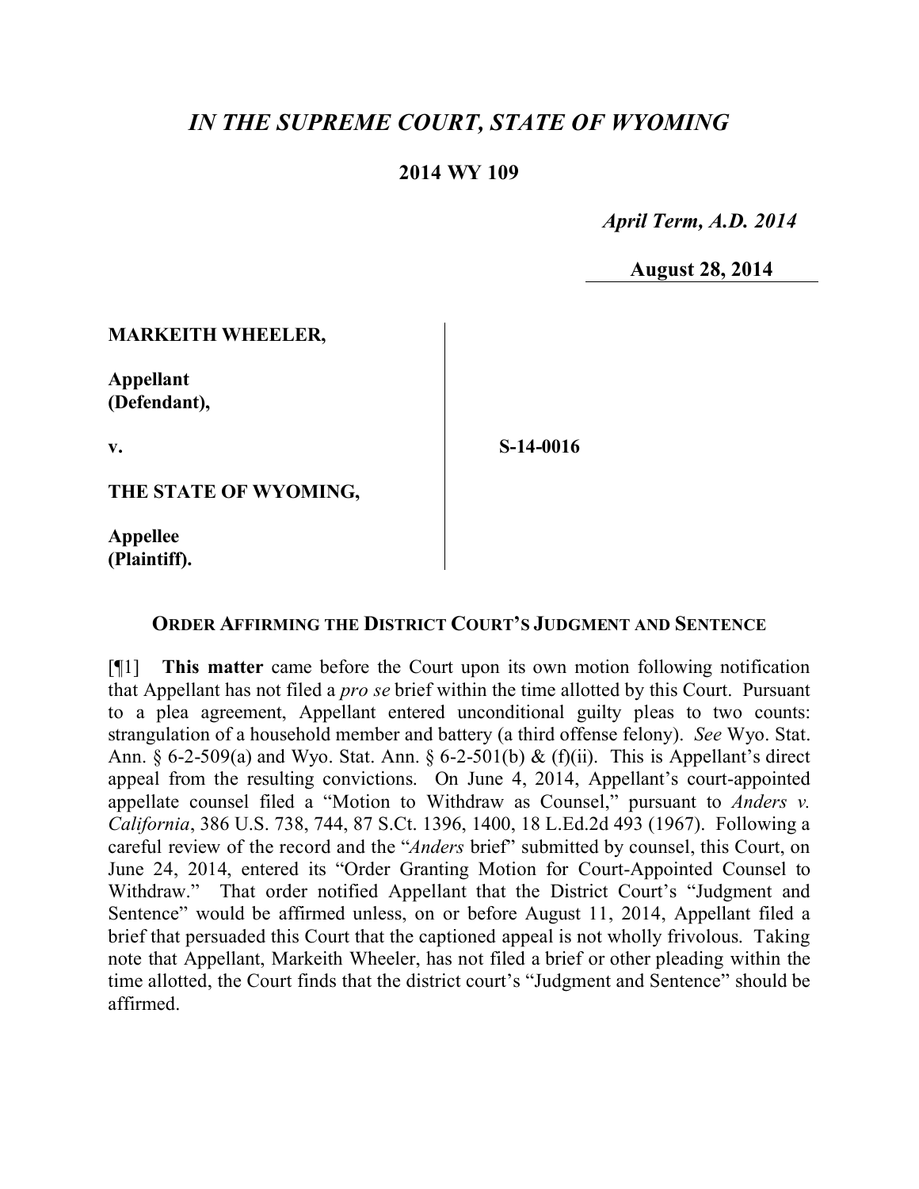# *IN THE SUPREME COURT, STATE OF WYOMING*

## 2014 WY 109

*April Term, A.D. 2014*

**August 28, 2014**

| | | |
|---|---|---|
| **MARKEITH WHEELER,**<br><br>**Appellant (Defendant),**<br><br>**v.**<br><br>**THE STATE OF WYOMING,**<br><br>**Appellee (Plaintiff).** | | **S-14-0016** |

### ORDER AFFIRMING THE DISTRICT COURT'S JUDGMENT AND SENTENCE

[¶1] **This matter** came before the Court upon its own motion following notification that Appellant has not filed a *pro se* brief within the time allotted by this Court. Pursuant to a plea agreement, Appellant entered unconditional guilty pleas to two counts: strangulation of a household member and battery (a third offense felony). *See* Wyo. Stat. Ann. § 6-2-509(a) and Wyo. Stat. Ann. § 6-2-501(b) & (f)(ii). This is Appellant's direct appeal from the resulting convictions. On June 4, 2014, Appellant's court-appointed appellate counsel filed a "Motion to Withdraw as Counsel," pursuant to *Anders v. California*, 386 U.S. 738, 744, 87 S.Ct. 1396, 1400, 18 L.Ed.2d 493 (1967). Following a careful review of the record and the "*Anders* brief" submitted by counsel, this Court, on June 24, 2014, entered its "Order Granting Motion for Court-Appointed Counsel to Withdraw." That order notified Appellant that the District Court's "Judgment and Sentence" would be affirmed unless, on or before August 11, 2014, Appellant filed a brief that persuaded this Court that the captioned appeal is not wholly frivolous. Taking note that Appellant, Markeith Wheeler, has not filed a brief or other pleading within the time allotted, the Court finds that the district court's "Judgment and Sentence" should be affirmed.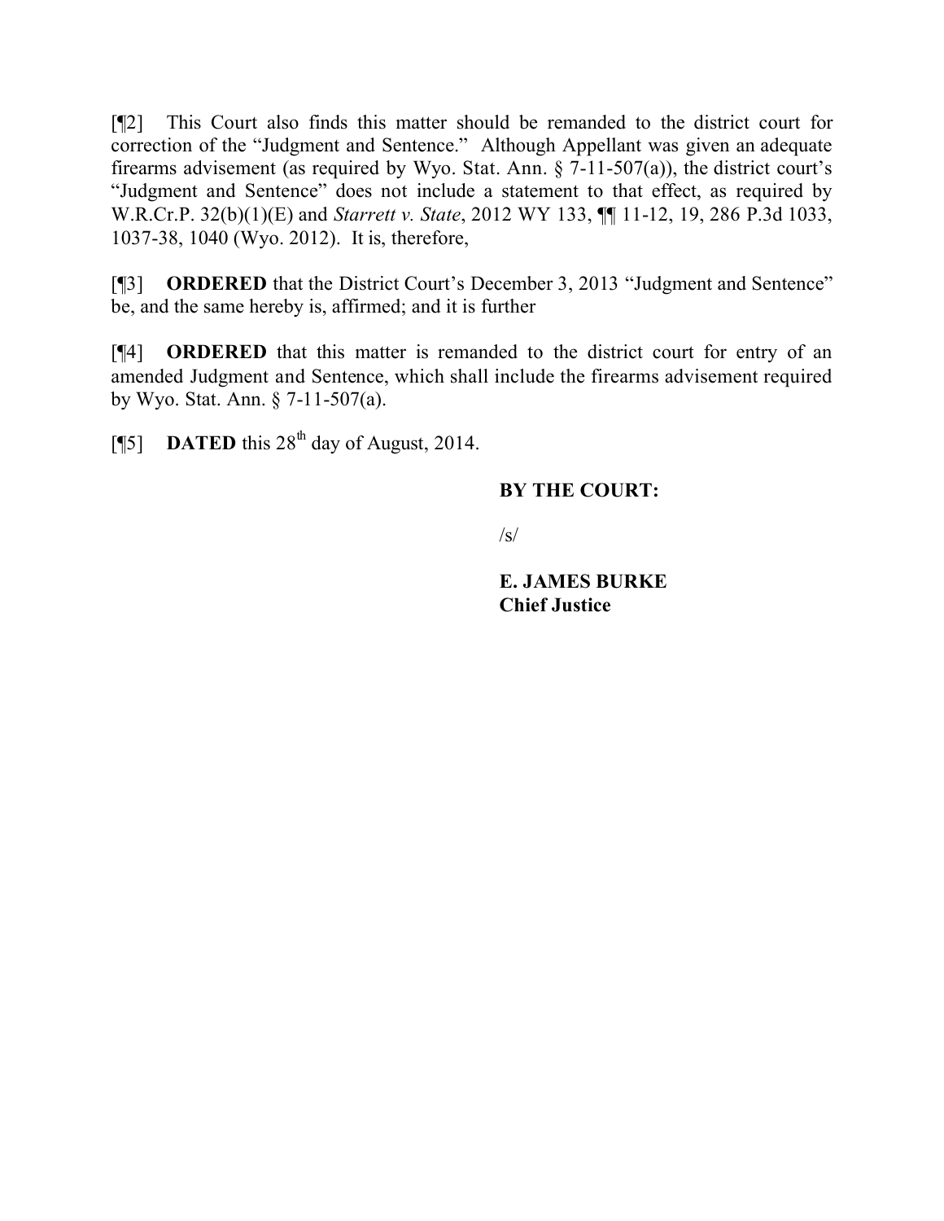[¶2] This Court also finds this matter should be remanded to the district court for correction of the "Judgment and Sentence." Although Appellant was given an adequate firearms advisement (as required by Wyo. Stat. Ann. § 7-11-507(a)), the district court's "Judgment and Sentence" does not include a statement to that effect, as required by W.R.Cr.P. 32(b)(1)(E) and *Starrett v. State*, 2012 WY 133, ¶¶ 11-12, 19, 286 P.3d 1033, 1037-38, 1040 (Wyo. 2012). It is, therefore,

[¶3] **ORDERED** that the District Court's December 3, 2013 "Judgment and Sentence" be, and the same hereby is, affirmed; and it is further

[¶4] **ORDERED** that this matter is remanded to the district court for entry of an amended Judgment and Sentence, which shall include the firearms advisement required by Wyo. Stat. Ann. § 7-11-507(a).

[¶5] **DATED** this 28th day of August, 2014.

**BY THE COURT:**

/s/

**E. JAMES BURKE**
**Chief Justice**